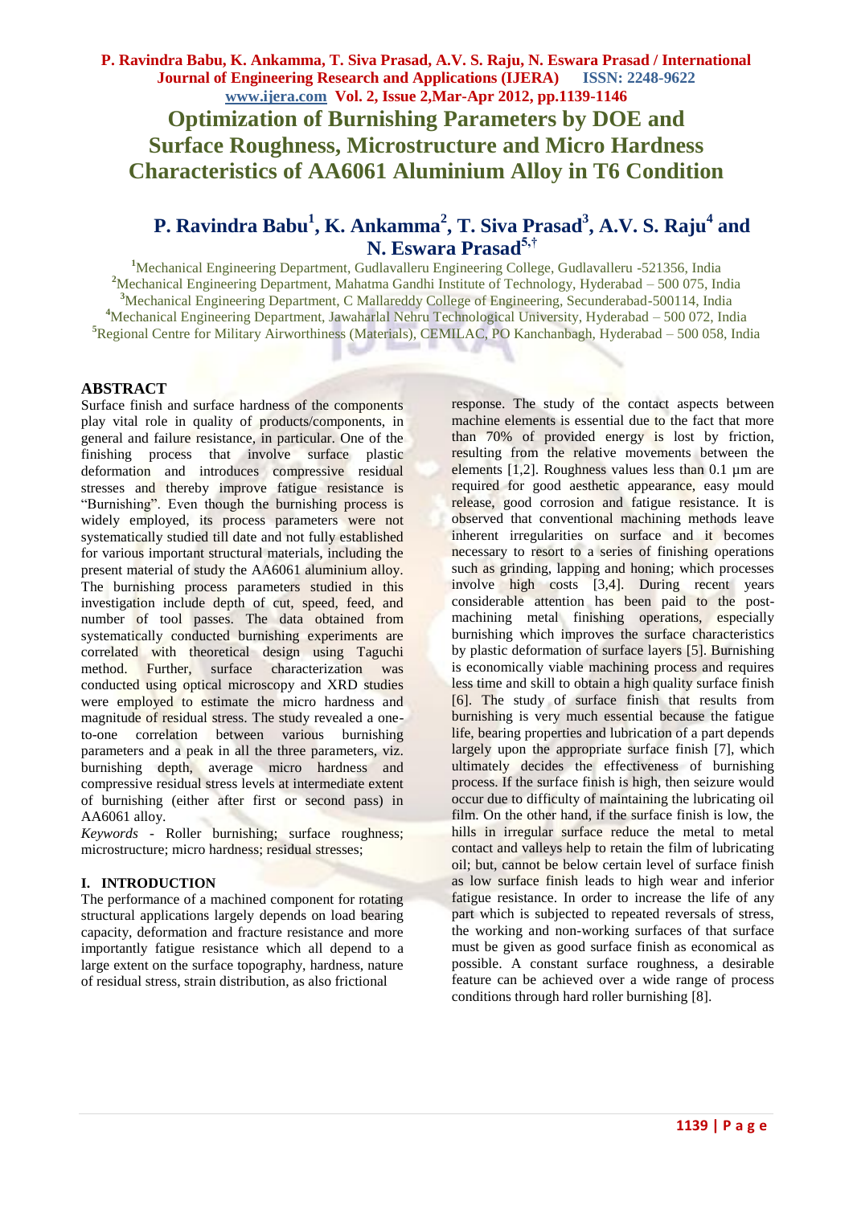# Optimization of Burnishing Parameters by DOE and Surface Roughness, Microstructure and Micro Hardness Characteristics of AA6061 Aluminium Alloy in T6 Condition

**P. Ravindra Babu[1], K. Ankamma[2], T. Siva Prasad[3], A.V. S. Raju[4] and N. Eswara Prasad[5,†]**

[1]Mechanical Engineering Department, Gudlavalleru Engineering College, Gudlavalleru -521356, India
[2]Mechanical Engineering Department, Mahatma Gandhi Institute of Technology, Hyderabad – 500 075, India
[3]Mechanical Engineering Department, C Mallareddy College of Engineering, Secunderabad-500114, India
[4]Mechanical Engineering Department, Jawaharlal Nehru Technological University, Hyderabad – 500 072, India
[5]Regional Centre for Military Airworthiness (Materials), CEMILAC, PO Kanchanbagh, Hyderabad – 500 058, India

## ABSTRACT

Surface finish and surface hardness of the components play vital role in quality of products/components, in general and failure resistance, in particular. One of the finishing process that involve surface plastic deformation and introduces compressive residual stresses and thereby improve fatigue resistance is "Burnishing". Even though the burnishing process is widely employed, its process parameters were not systematically studied till date and not fully established for various important structural materials, including the present material of study the AA6061 aluminium alloy. The burnishing process parameters studied in this investigation include depth of cut, speed, feed, and number of tool passes. The data obtained from systematically conducted burnishing experiments are correlated with theoretical design using Taguchi method. Further, surface characterization was conducted using optical microscopy and XRD studies were employed to estimate the micro hardness and magnitude of residual stress. The study revealed a one-to-one correlation between various burnishing parameters and a peak in all the three parameters, viz. burnishing depth, average micro hardness and compressive residual stress levels at intermediate extent of burnishing (either after first or second pass) in AA6061 alloy.

*Keywords* - Roller burnishing; surface roughness; microstructure; micro hardness; residual stresses;

## I. INTRODUCTION

The performance of a machined component for rotating structural applications largely depends on load bearing capacity, deformation and fracture resistance and more importantly fatigue resistance which all depend to a large extent on the surface topography, hardness, nature of residual stress, strain distribution, as also frictional response. The study of the contact aspects between machine elements is essential due to the fact that more than 70% of provided energy is lost by friction, resulting from the relative movements between the elements [1,2]. Roughness values less than 0.1 µm are required for good aesthetic appearance, easy mould release, good corrosion and fatigue resistance. It is observed that conventional machining methods leave inherent irregularities on surface and it becomes necessary to resort to a series of finishing operations such as grinding, lapping and honing; which processes involve high costs [3,4]. During recent years considerable attention has been paid to the post-machining metal finishing operations, especially burnishing which improves the surface characteristics by plastic deformation of surface layers [5]. Burnishing is economically viable machining process and requires less time and skill to obtain a high quality surface finish [6]. The study of surface finish that results from burnishing is very much essential because the fatigue life, bearing properties and lubrication of a part depends largely upon the appropriate surface finish [7], which ultimately decides the effectiveness of burnishing process. If the surface finish is high, then seizure would occur due to difficulty of maintaining the lubricating oil film. On the other hand, if the surface finish is low, the hills in irregular surface reduce the metal to metal contact and valleys help to retain the film of lubricating oil; but, cannot be below certain level of surface finish as low surface finish leads to high wear and inferior fatigue resistance. In order to increase the life of any part which is subjected to repeated reversals of stress, the working and non-working surfaces of that surface must be given as good surface finish as economical as possible. A constant surface roughness, a desirable feature can be achieved over a wide range of process conditions through hard roller burnishing [8].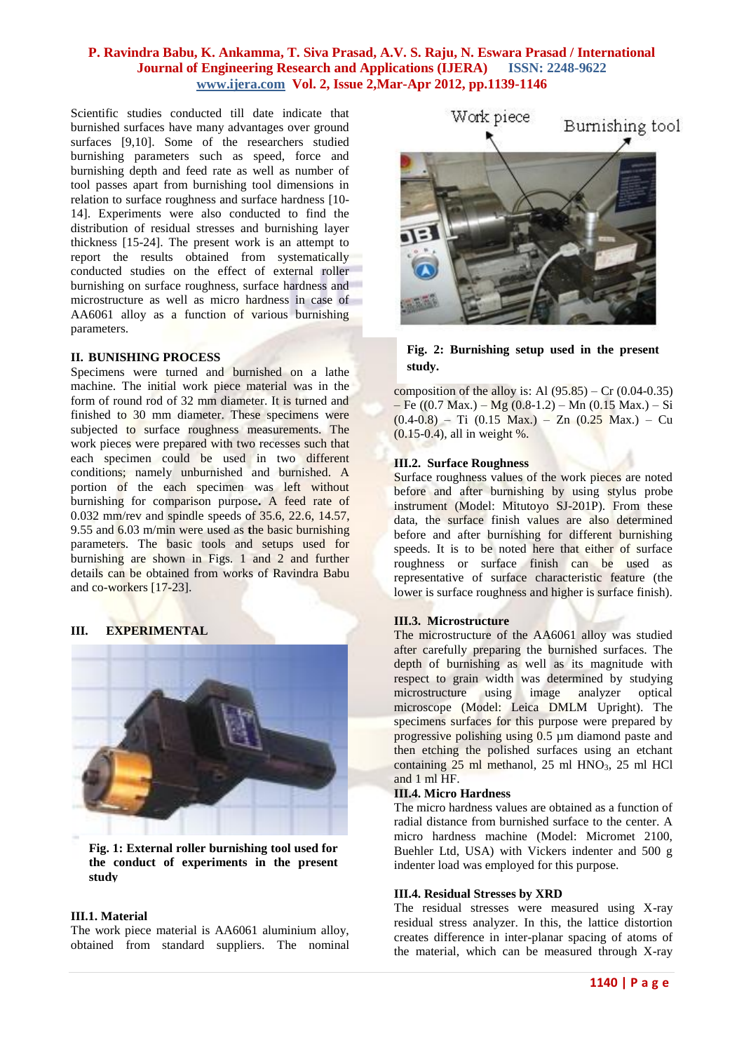Scientific studies conducted till date indicate that burnished surfaces have many advantages over ground surfaces [9,10]. Some of the researchers studied burnishing parameters such as speed, force and burnishing depth and feed rate as well as number of tool passes apart from burnishing tool dimensions in relation to surface roughness and surface hardness [10-14]. Experiments were also conducted to find the distribution of residual stresses and burnishing layer thickness [15-24]. The present work is an attempt to report the results obtained from systematically conducted studies on the effect of external roller burnishing on surface roughness, surface hardness and microstructure as well as micro hardness in case of AA6061 alloy as a function of various burnishing parameters.

## II. BUNISHING PROCESS

Specimens were turned and burnished on a lathe machine. The initial work piece material was in the form of round rod of 32 mm diameter. It is turned and finished to 30 mm diameter. These specimens were subjected to surface roughness measurements. The work pieces were prepared with two recesses such that each specimen could be used in two different conditions; namely unburnished and burnished. A portion of the each specimen was left without burnishing for comparison purpose**.** A feed rate of 0.032 mm/rev and spindle speeds of 35.6, 22.6, 14.57, 9.55 and 6.03 m/min were used as the basic burnishing parameters. The basic tools and setups used for burnishing are shown in Figs. 1 and 2 and further details can be obtained from works of Ravindra Babu and co-workers [17-23].

## III. EXPERIMENTAL

**Fig. 1: External roller burnishing tool used for the conduct of experiments in the present study**

### III.1. Material

The work piece material is AA6061 aluminium alloy, obtained from standard suppliers. The nominal composition of the alloy is: Al (95.85) – Cr (0.04-0.35) – Fe ((0.7 Max.) – Mg (0.8-1.2) – Mn (0.15 Max.) – Si (0.4-0.8) – Ti (0.15 Max.) – Zn (0.25 Max.) – Cu (0.15-0.4), all in weight %.

Work piece &nbsp;&nbsp; Burnishing tool

**Fig. 2: Burnishing setup used in the present study.**

### III.2. Surface Roughness

Surface roughness values of the work pieces are noted before and after burnishing by using stylus probe instrument (Model: Mitutoyo SJ-201P). From these data, the surface finish values are also determined before and after burnishing for different burnishing speeds. It is to be noted here that either of surface roughness or surface finish can be used as representative of surface characteristic feature (the lower is surface roughness and higher is surface finish).

### III.3. Microstructure

The microstructure of the AA6061 alloy was studied after carefully preparing the burnished surfaces. The depth of burnishing as well as its magnitude with respect to grain width was determined by studying microstructure using image analyzer optical microscope (Model: Leica DMLM Upright). The specimens surfaces for this purpose were prepared by progressive polishing using 0.5 µm diamond paste and then etching the polished surfaces using an etchant containing 25 ml methanol, 25 ml $HNO_3$, 25 ml HCl and 1 ml HF.

### III.4. Micro Hardness

The micro hardness values are obtained as a function of radial distance from burnished surface to the center. A micro hardness machine (Model: Micromet 2100, Buehler Ltd, USA) with Vickers indenter and 500 g indenter load was employed for this purpose.

### III.4. Residual Stresses by XRD

The residual stresses were measured using X-ray residual stress analyzer. In this, the lattice distortion creates difference in inter-planar spacing of atoms of the material, which can be measured through X-ray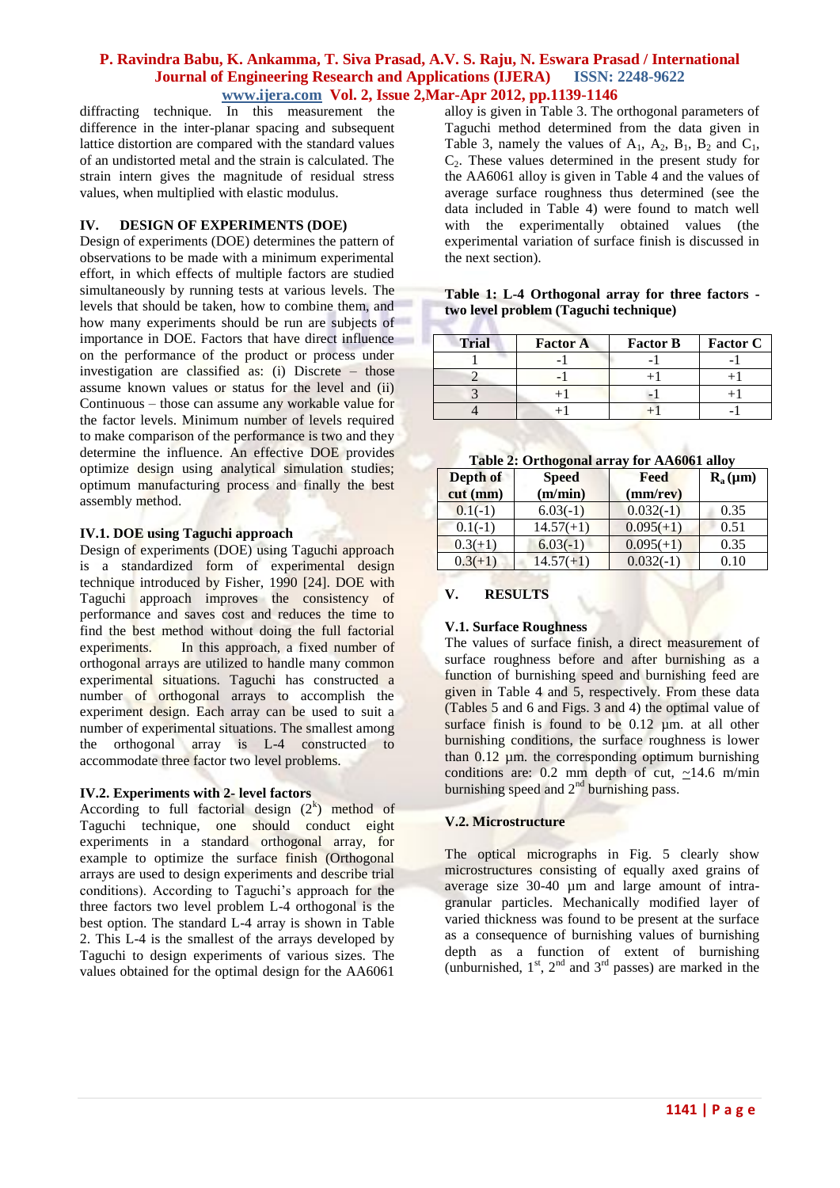diffracting technique. In this measurement the difference in the inter-planar spacing and subsequent lattice distortion are compared with the standard values of an undistorted metal and the strain is calculated. The strain intern gives the magnitude of residual stress values, when multiplied with elastic modulus.

## IV. DESIGN OF EXPERIMENTS (DOE)

Design of experiments (DOE) determines the pattern of observations to be made with a minimum experimental effort, in which effects of multiple factors are studied simultaneously by running tests at various levels. The levels that should be taken, how to combine them, and how many experiments should be run are subjects of importance in DOE. Factors that have direct influence on the performance of the product or process under investigation are classified as: (i) Discrete – those assume known values or status for the level and (ii) Continuous – those can assume any workable value for the factor levels. Minimum number of levels required to make comparison of the performance is two and they determine the influence. An effective DOE provides optimize design using analytical simulation studies; optimum manufacturing process and finally the best assembly method.

### IV.1. DOE using Taguchi approach

Design of experiments (DOE) using Taguchi approach is a standardized form of experimental design technique introduced by Fisher, 1990 [24]. DOE with Taguchi approach improves the consistency of performance and saves cost and reduces the time to find the best method without doing the full factorial experiments. In this approach, a fixed number of orthogonal arrays are utilized to handle many common experimental situations. Taguchi has constructed a number of orthogonal arrays to accomplish the experiment design. Each array can be used to suit a number of experimental situations. The smallest among the orthogonal array is L-4 constructed to accommodate three factor two level problems.

### IV.2. Experiments with 2- level factors

According to full factorial design ($2^k$) method of Taguchi technique, one should conduct eight experiments in a standard orthogonal array, for example to optimize the surface finish (Orthogonal arrays are used to design experiments and describe trial conditions). According to Taguchi's approach for the three factors two level problem L-4 orthogonal is the best option. The standard L-4 array is shown in Table 2. This L-4 is the smallest of the arrays developed by Taguchi to design experiments of various sizes. The values obtained for the optimal design for the AA6061 alloy is given in Table 3. The orthogonal parameters of Taguchi method determined from the data given in Table 3, namely the values of $A_1$, $A_2$, $B_1$, $B_2$ and $C_1$, $C_2$. These values determined in the present study for the AA6061 alloy is given in Table 4 and the values of average surface roughness thus determined (see the data included in Table 4) were found to match well with the experimentally obtained values (the experimental variation of surface finish is discussed in the next section).

**Table 1: L-4 Orthogonal array for three factors - two level problem (Taguchi technique)**

| Trial | Factor A | Factor B | Factor C |
|---|---|---|---|
| 1 | -1 | -1 | -1 |
| 2 | -1 | +1 | +1 |
| 3 | +1 | -1 | +1 |
| 4 | +1 | +1 | -1 |

**Table 2: Orthogonal array for AA6061 alloy**

| Depth of cut (mm) | Speed (m/min) | Feed (mm/rev) | $R_a$ (µm) |
|---|---|---|---|
| 0.1(-1) | 6.03(-1) | 0.032(-1) | 0.35 |
| 0.1(-1) | 14.57(+1) | 0.095(+1) | 0.51 |
| 0.3(+1) | 6.03(-1) | 0.095(+1) | 0.35 |
| 0.3(+1) | 14.57(+1) | 0.032(-1) | 0.10 |

## V. RESULTS

### V.1. Surface Roughness

The values of surface finish, a direct measurement of surface roughness before and after burnishing as a function of burnishing speed and burnishing feed are given in Table 4 and 5, respectively. From these data (Tables 5 and 6 and Figs. 3 and 4) the optimal value of surface finish is found to be 0.12 µm. at all other burnishing conditions, the surface roughness is lower than 0.12 µm. the corresponding optimum burnishing conditions are: 0.2 mm depth of cut, ~14.6 m/min burnishing speed and 2nd burnishing pass.

### V.2. Microstructure

The optical micrographs in Fig. 5 clearly show microstructures consisting of equally axed grains of average size 30-40 µm and large amount of intra-granular particles. Mechanically modified layer of varied thickness was found to be present at the surface as a consequence of burnishing values of burnishing depth as a function of extent of burnishing (unburnished, 1st, 2nd and 3rd passes) are marked in the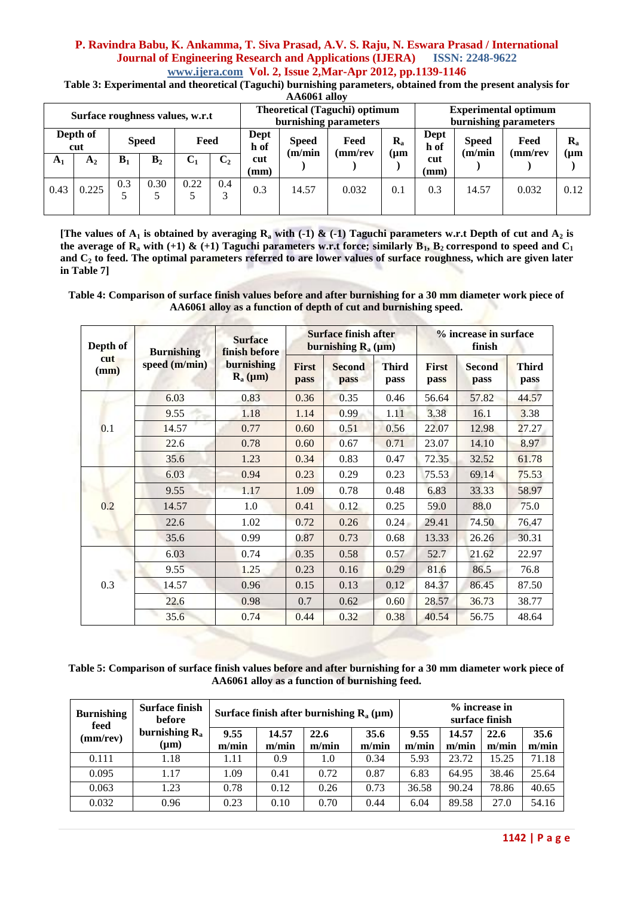**Table 3: Experimental and theoretical (Taguchi) burnishing parameters, obtained from the present analysis for AA6061 alloy**

| Surface roughness values, w.r.t | | | | | | Theoretical (Taguchi) optimum burnishing parameters | | | | Experimental optimum burnishing parameters | | | |
|---|---|---|---|---|---|---|---|---|---|---|---|---|---|
| Depth of cut | | Speed | | Feed | | Depth of cut (mm) | Speed (m/min) | Feed (mm/rev) | $R_a$ (μm) | Depth of cut (mm) | Speed (m/min) | Feed (mm/rev) | $R_a$ (μm) |
| $A_1$ | $A_2$ | $B_1$ | $B_2$ | $C_1$ | $C_2$ | | | | | | | | |
| 0.43 | 0.225 | 0.35 | 0.305 | 0.225 | 0.43 | 0.3 | 14.57 | 0.032 | 0.1 | 0.3 | 14.57 | 0.032 | 0.12 |

**[The values of $A_1$ is obtained by averaging $R_a$ with (-1) & (-1) Taguchi parameters w.r.t Depth of cut and $A_2$ is the average of $R_a$ with (+1) & (+1) Taguchi parameters w.r.t force; similarly $B_1$, $B_2$ correspond to speed and $C_1$ and $C_2$ to feed. The optimal parameters referred to are lower values of surface roughness, which are given later in Table 7]**

**Table 4: Comparison of surface finish values before and after burnishing for a 30 mm diameter work piece of AA6061 alloy as a function of depth of cut and burnishing speed.**

| Depth of cut (mm) | Burnishing speed (m/min) | Surface finish before burnishing $R_a$ (μm) | Surface finish after burnishing $R_a$ (μm) | | | % increase in surface finish | | |
|---|---|---|---|---|---|---|---|---|
| | | | First pass | Second pass | Third pass | First pass | Second pass | Third pass |
| 0.1 | 6.03 | 0.83 | 0.36 | 0.35 | 0.46 | 56.64 | 57.82 | 44.57 |
| | 9.55 | 1.18 | 1.14 | 0.99 | 1.11 | 3.38 | 16.1 | 3.38 |
| | 14.57 | 0.77 | 0.60 | 0.51 | 0.56 | 22.07 | 12.98 | 27.27 |
| | 22.6 | 0.78 | 0.60 | 0.67 | 0.71 | 23.07 | 14.10 | 8.97 |
| | 35.6 | 1.23 | 0.34 | 0.83 | 0.47 | 72.35 | 32.52 | 61.78 |
| 0.2 | 6.03 | 0.94 | 0.23 | 0.29 | 0.23 | 75.53 | 69.14 | 75.53 |
| | 9.55 | 1.17 | 1.09 | 0.78 | 0.48 | 6.83 | 33.33 | 58.97 |
| | 14.57 | 1.0 | 0.41 | 0.12 | 0.25 | 59.0 | 88.0 | 75.0 |
| | 22.6 | 1.02 | 0.72 | 0.26 | 0.24 | 29.41 | 74.50 | 76.47 |
| | 35.6 | 0.99 | 0.87 | 0.73 | 0.68 | 13.33 | 26.26 | 30.31 |
| 0.3 | 6.03 | 0.74 | 0.35 | 0.58 | 0.57 | 52.7 | 21.62 | 22.97 |
| | 9.55 | 1.25 | 0.23 | 0.16 | 0.29 | 81.6 | 86.5 | 76.8 |
| | 14.57 | 0.96 | 0.15 | 0.13 | 0.12 | 84.37 | 86.45 | 87.50 |
| | 22.6 | 0.98 | 0.7 | 0.62 | 0.60 | 28.57 | 36.73 | 38.77 |
| | 35.6 | 0.74 | 0.44 | 0.32 | 0.38 | 40.54 | 56.75 | 48.64 |

**Table 5: Comparison of surface finish values before and after burnishing for a 30 mm diameter work piece of AA6061 alloy as a function of burnishing feed.**

| Burnishing feed (mm/rev) | Surface finish before burnishing $R_a$ (μm) | Surface finish after burnishing $R_a$ (μm) | | | | % increase in surface finish | | | |
|---|---|---|---|---|---|---|---|---|---|
| | | 9.55 m/min | 14.57 m/min | 22.6 m/min | 35.6 m/min | 9.55 m/min | 14.57 m/min | 22.6 m/min | 35.6 m/min |
| 0.111 | 1.18 | 1.11 | 0.9 | 1.0 | 0.34 | 5.93 | 23.72 | 15.25 | 71.18 |
| 0.095 | 1.17 | 1.09 | 0.41 | 0.72 | 0.87 | 6.83 | 64.95 | 38.46 | 25.64 |
| 0.063 | 1.23 | 0.78 | 0.12 | 0.26 | 0.73 | 36.58 | 90.24 | 78.86 | 40.65 |
| 0.032 | 0.96 | 0.23 | 0.10 | 0.70 | 0.44 | 6.04 | 89.58 | 27.0 | 54.16 |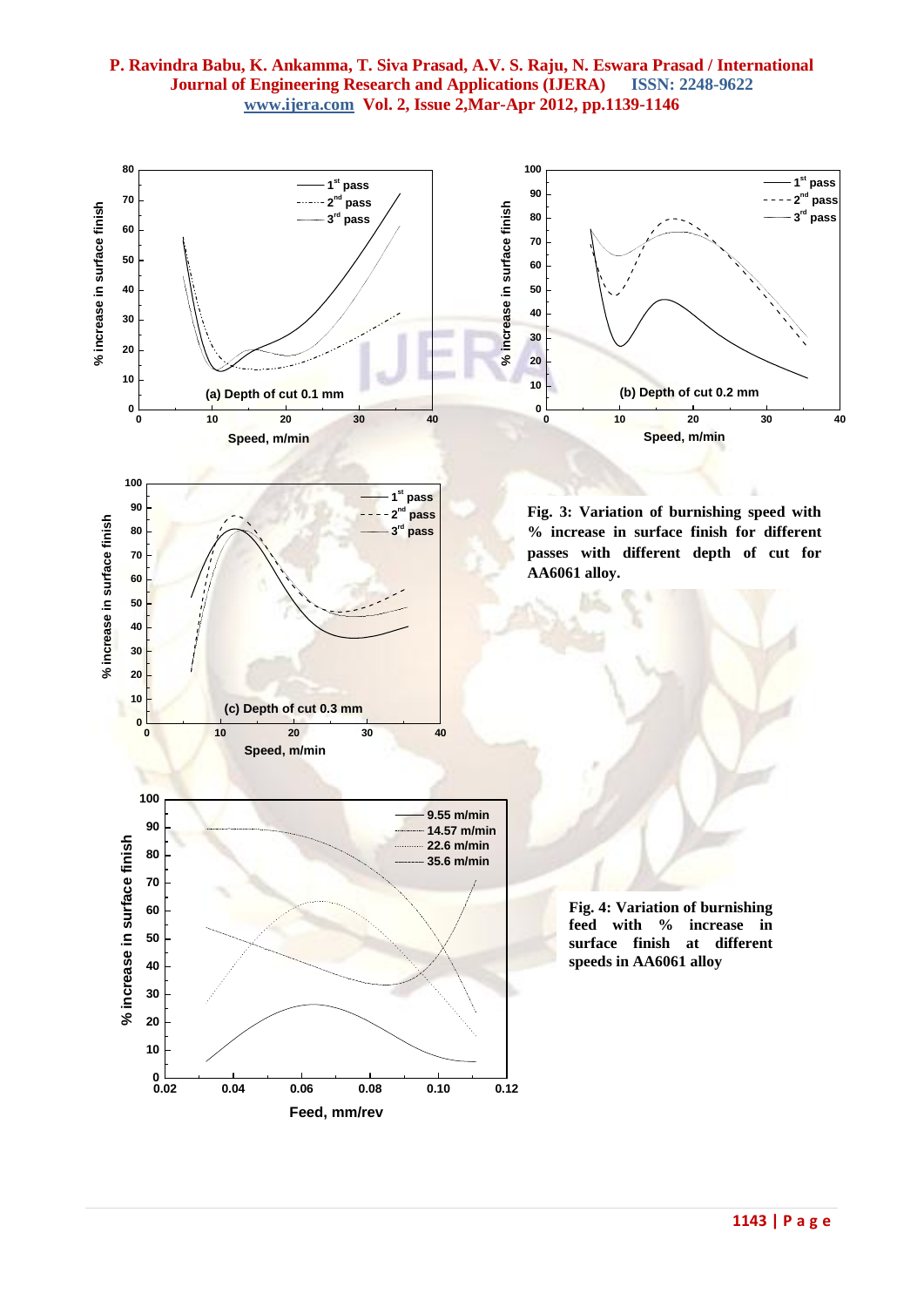**Fig. 3: Variation of burnishing speed with % increase in surface finish for different passes with different depth of cut for AA6061 alloy.**

**Fig. 4: Variation of burnishing feed with % increase in surface finish at different speeds in AA6061 alloy**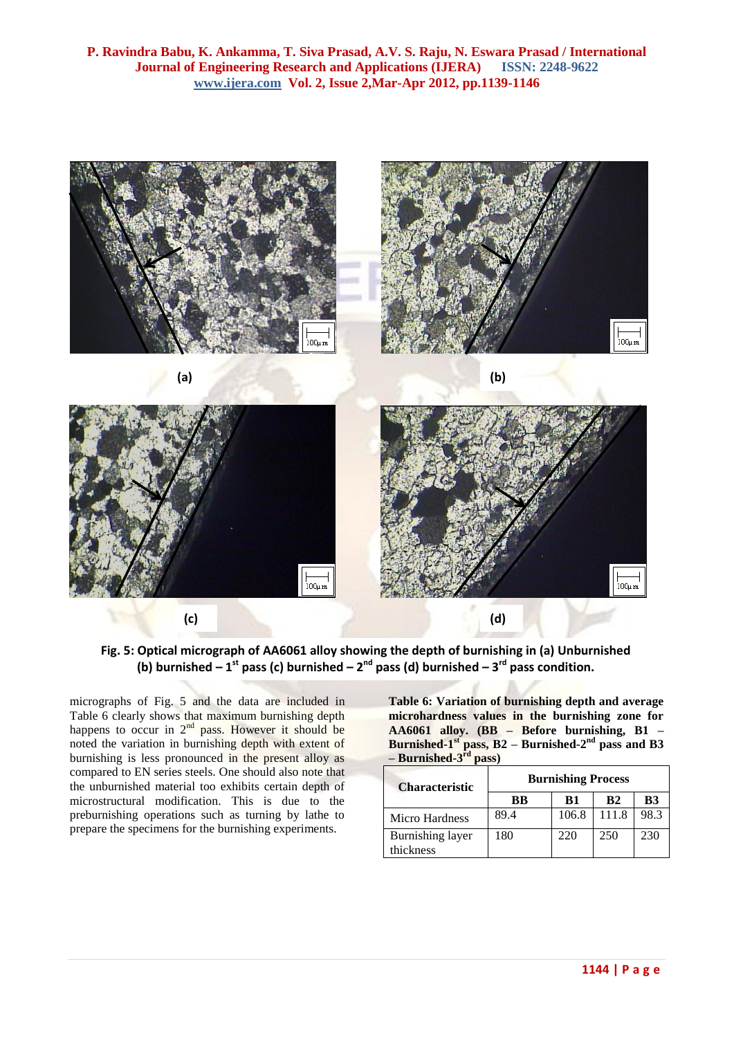Fig. 5: Optical micrograph of AA6061 alloy showing the depth of burnishing in (a) Unburnished (b) burnished – 1st pass (c) burnished – 2nd pass (d) burnished – 3rd pass condition.

micrographs of Fig. 5 and the data are included in Table 6 clearly shows that maximum burnishing depth happens to occur in 2nd pass. However it should be noted the variation in burnishing depth with extent of burnishing is less pronounced in the present alloy as compared to EN series steels. One should also note that the unburnished material too exhibits certain depth of microstructural modification. This is due to the preburnishing operations such as turning by lathe to prepare the specimens for the burnishing experiments.

**Table 6: Variation of burnishing depth and average microhardness values in the burnishing zone for AA6061 alloy. (BB – Before burnishing, B1 – Burnished-1st pass, B2 – Burnished-2nd pass and B3 – Burnished-3rd pass)**

| Characteristic | Burnishing Process | | | |
|---|---|---|---|---|
| | BB | B1 | B2 | B3 |
| Micro Hardness | 89.4 | 106.8 | 111.8 | 98.3 |
| Burnishing layer thickness | 180 | 220 | 250 | 230 |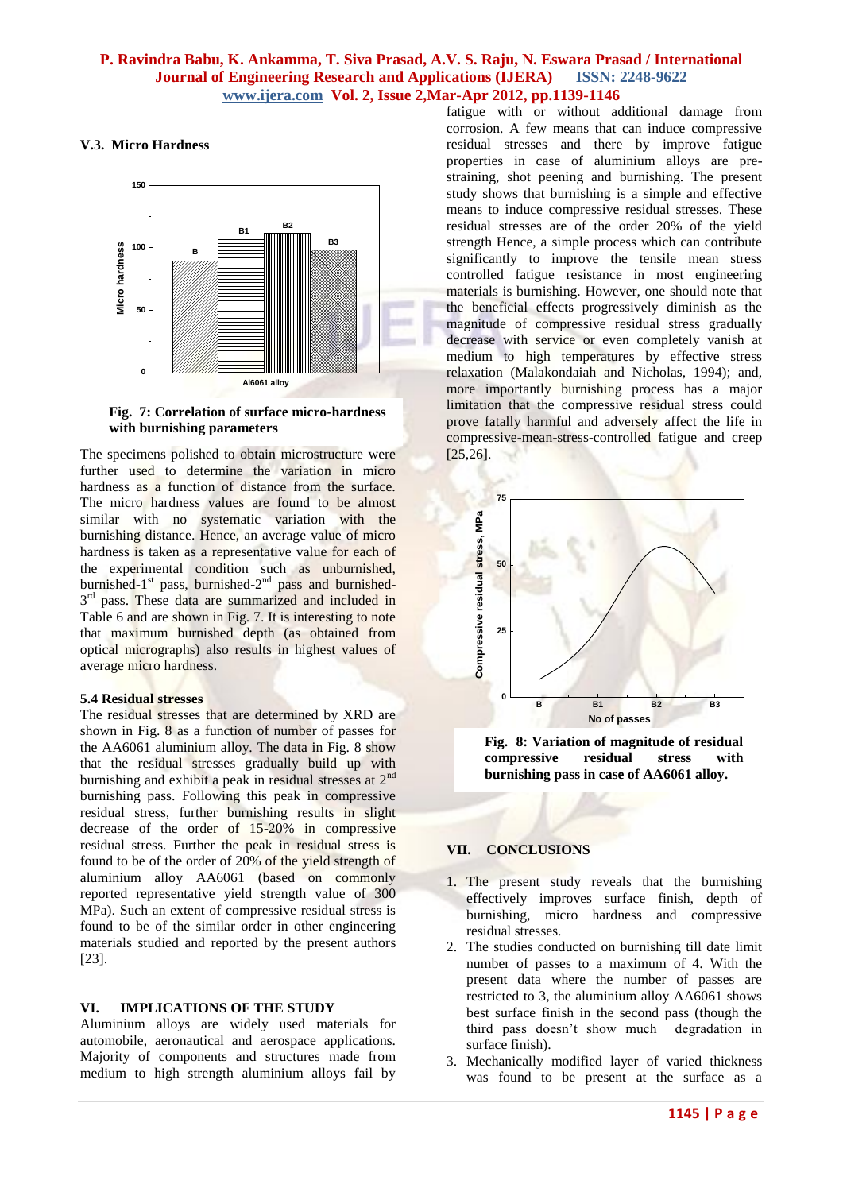### V.3. Micro Hardness

**Fig. 7: Correlation of surface micro-hardness with burnishing parameters**

The specimens polished to obtain microstructure were further used to determine the variation in micro hardness as a function of distance from the surface. The micro hardness values are found to be almost similar with no systematic variation with the burnishing distance. Hence, an average value of micro hardness is taken as a representative value for each of the experimental condition such as unburnished, burnished-1st pass, burnished-2nd pass and burnished-3rd pass. These data are summarized and included in Table 6 and are shown in Fig. 7. It is interesting to note that maximum burnished depth (as obtained from optical micrographs) also results in highest values of average micro hardness.

### 5.4 Residual stresses

The residual stresses that are determined by XRD are shown in Fig. 8 as a function of number of passes for the AA6061 aluminium alloy. The data in Fig. 8 show that the residual stresses gradually build up with burnishing and exhibit a peak in residual stresses at 2nd burnishing pass. Following this peak in compressive residual stress, further burnishing results in slight decrease of the order of 15-20% in compressive residual stress. Further the peak in residual stress is found to be of the order of 20% of the yield strength of aluminium alloy AA6061 (based on commonly reported representative yield strength value of 300 MPa). Such an extent of compressive residual stress is found to be of the similar order in other engineering materials studied and reported by the present authors [23].

## VI. IMPLICATIONS OF THE STUDY

Aluminium alloys are widely used materials for automobile, aeronautical and aerospace applications. Majority of components and structures made from medium to high strength aluminium alloys fail by fatigue with or without additional damage from corrosion. A few means that can induce compressive residual stresses and there by improve fatigue properties in case of aluminium alloys are pre-straining, shot peening and burnishing. The present study shows that burnishing is a simple and effective means to induce compressive residual stresses. These residual stresses are of the order 20% of the yield strength Hence, a simple process which can contribute significantly to improve the tensile mean stress controlled fatigue resistance in most engineering materials is burnishing. However, one should note that the beneficial effects progressively diminish as the magnitude of compressive residual stress gradually decrease with service or even completely vanish at medium to high temperatures by effective stress relaxation (Malakondaiah and Nicholas, 1994); and, more importantly burnishing process has a major limitation that the compressive residual stress could prove fatally harmful and adversely affect the life in compressive-mean-stress-controlled fatigue and creep [25,26].

**Fig. 8: Variation of magnitude of residual compressive residual stress with burnishing pass in case of AA6061 alloy.**

## VII. CONCLUSIONS

1. The present study reveals that the burnishing effectively improves surface finish, depth of burnishing, micro hardness and compressive residual stresses.
2. The studies conducted on burnishing till date limit number of passes to a maximum of 4. With the present data where the number of passes are restricted to 3, the aluminium alloy AA6061 shows best surface finish in the second pass (though the third pass doesn't show much degradation in surface finish).
3. Mechanically modified layer of varied thickness was found to be present at the surface as a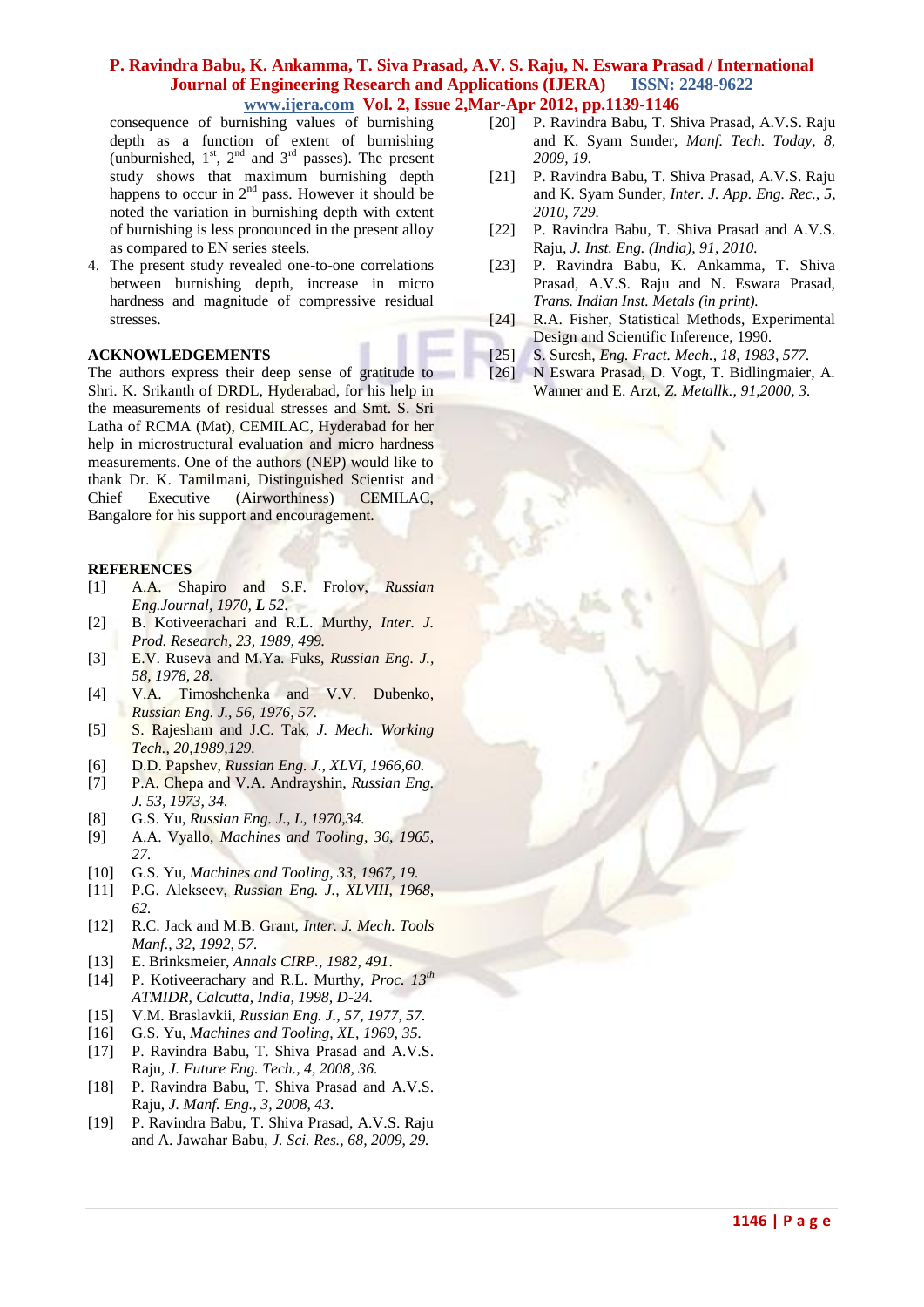consequence of burnishing values of burnishing depth as a function of extent of burnishing (unburnished, 1st, 2nd and 3rd passes). The present study shows that maximum burnishing depth happens to occur in 2nd pass. However it should be noted that the variation in burnishing depth with extent of burnishing is less pronounced in the present alloy as compared to EN series steels.

4. The present study revealed one-to-one correlations between burnishing depth, increase in micro hardness and magnitude of compressive residual stresses.

## ACKNOWLEDGEMENTS

The authors express their deep sense of gratitude to Shri. K. Srikanth of DRDL, Hyderabad, for his help in the measurements of residual stresses and Smt. S. Sri Latha of RCMA (Mat), CEMILAC, Hyderabad for her help in microstructural evaluation and micro hardness measurements. One of the authors (NEP) would like to thank Dr. K. Tamilmani, Distinguished Scientist and Chief Executive (Airworthiness) CEMILAC, Bangalore for his support and encouragement.

## REFERENCES

[1] A.A. Shapiro and S.F. Frolov, *Russian Eng.Journal, 1970,* ***L*** *52.*

[2] B. Kotiveerachari and R.L. Murthy, *Inter. J. Prod. Research, 23, 1989, 499.*

[3] E.V. Ruseva and M.Ya. Fuks, *Russian Eng. J., 58, 1978, 28.*

[4] V.A. Timoshchenka and V.V. Dubenko, *Russian Eng. J., 56, 1976, 57.*

[5] S. Rajesham and J.C. Tak, *J. Mech. Working Tech., 20,1989,129.*

[6] D.D. Papshev, *Russian Eng. J., XLVI, 1966,60.*

[7] P.A. Chepa and V.A. Andrayshin, *Russian Eng. J. 53, 1973, 34.*

[8] G.S. Yu, *Russian Eng. J., L, 1970,34.*

[9] A.A. Vyallo, *Machines and Tooling, 36, 1965, 27.*

[10] G.S. Yu, *Machines and Tooling, 33, 1967, 19.*

[11] P.G. Alekseev, *Russian Eng. J., XLVIII, 1968, 62.*

[12] R.C. Jack and M.B. Grant, *Inter. J. Mech. Tools Manf., 32, 1992, 57.*

[13] E. Brinksmeier, *Annals CIRP., 1982, 491.*

[14] P. Kotiveerachary and R.L. Murthy, *Proc. 13th ATMIDR, Calcutta, India, 1998, D-24.*

[15] V.M. Braslavkii, *Russian Eng. J., 57, 1977, 57.*

[16] G.S. Yu, *Machines and Tooling, XL, 1969, 35.*

[17] P. Ravindra Babu, T. Shiva Prasad and A.V.S. Raju, *J. Future Eng. Tech., 4, 2008, 36.*

[18] P. Ravindra Babu, T. Shiva Prasad and A.V.S. Raju, *J. Manf. Eng., 3, 2008, 43.*

[19] P. Ravindra Babu, T. Shiva Prasad, A.V.S. Raju and A. Jawahar Babu, *J. Sci. Res., 68, 2009, 29.*

[20] P. Ravindra Babu, T. Shiva Prasad, A.V.S. Raju and K. Syam Sunder, *Manf. Tech. Today, 8, 2009, 19.*

[21] P. Ravindra Babu, T. Shiva Prasad, A.V.S. Raju and K. Syam Sunder, *Inter. J. App. Eng. Rec., 5, 2010, 729.*

[22] P. Ravindra Babu, T. Shiva Prasad and A.V.S. Raju, *J. Inst. Eng. (India), 91, 2010.*

[23] P. Ravindra Babu, K. Ankamma, T. Shiva Prasad, A.V.S. Raju and N. Eswara Prasad, *Trans. Indian Inst. Metals (in print).*

[24] R.A. Fisher, Statistical Methods, Experimental Design and Scientific Inference, 1990.

[25] S. Suresh, *Eng. Fract. Mech., 18, 1983, 577.*

[26] N Eswara Prasad, D. Vogt, T. Bidlingmaier, A. Wanner and E. Arzt, *Z. Metallk., 91,2000, 3.*